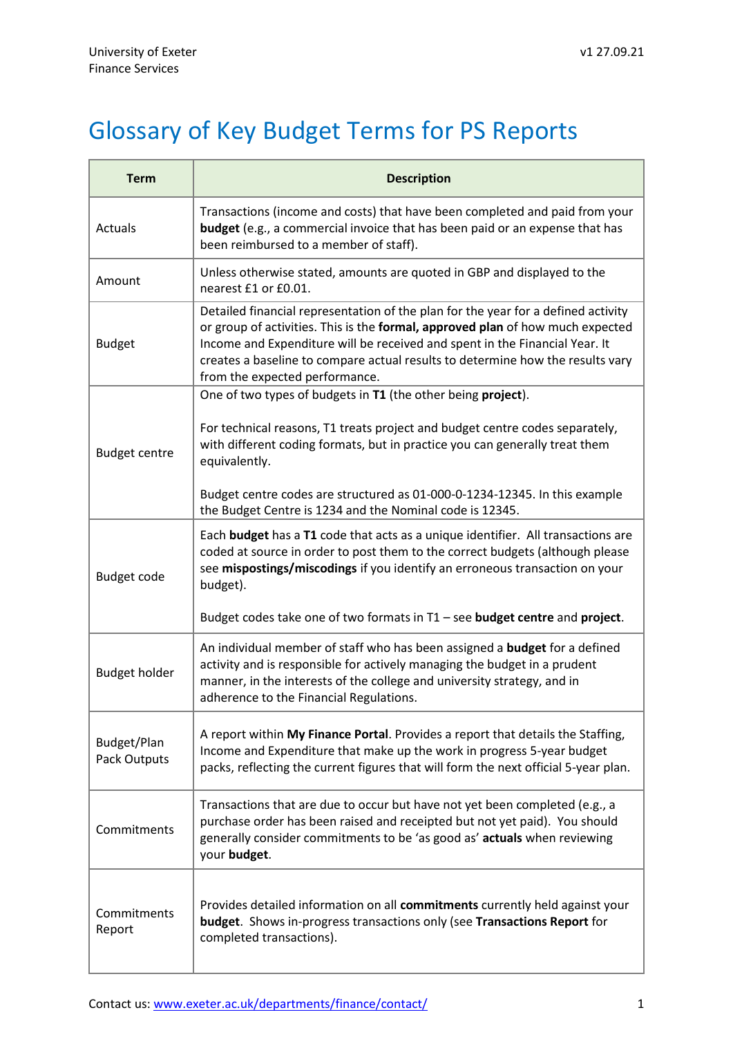University of Exeter
Finance Services

v1 27.09.21

# Glossary of Key Budget Terms for PS Reports

| Term | Description |
|---|---|
| Actuals | Transactions (income and costs) that have been completed and paid from your **budget** (e.g., a commercial invoice that has been paid or an expense that has been reimbursed to a member of staff). |
| Amount | Unless otherwise stated, amounts are quoted in GBP and displayed to the nearest £1 or £0.01. |
| Budget | Detailed financial representation of the plan for the year for a defined activity or group of activities. This is the **formal, approved plan** of how much expected Income and Expenditure will be received and spent in the Financial Year. It creates a baseline to compare actual results to determine how the results vary from the expected performance. |
| Budget centre | One of two types of budgets in **T1** (the other being **project**).<br><br>For technical reasons, T1 treats project and budget centre codes separately, with different coding formats, but in practice you can generally treat them equivalently.<br><br>Budget centre codes are structured as 01-000-0-1234-12345. In this example the Budget Centre is 1234 and the Nominal code is 12345. |
| Budget code | Each **budget** has a **T1** code that acts as a unique identifier. All transactions are coded at source in order to post them to the correct budgets (although please see **mispostings/miscodings** if you identify an erroneous transaction on your budget).<br><br>Budget codes take one of two formats in T1 – see **budget centre** and **project**. |
| Budget holder | An individual member of staff who has been assigned a **budget** for a defined activity and is responsible for actively managing the budget in a prudent manner, in the interests of the college and university strategy, and in adherence to the Financial Regulations. |
| Budget/Plan Pack Outputs | A report within **My Finance Portal**. Provides a report that details the Staffing, Income and Expenditure that make up the work in progress 5-year budget packs, reflecting the current figures that will form the next official 5-year plan. |
| Commitments | Transactions that are due to occur but have not yet been completed (e.g., a purchase order has been raised and receipted but not yet paid). You should generally consider commitments to be 'as good as' **actuals** when reviewing your **budget**. |
| Commitments Report | Provides detailed information on all **commitments** currently held against your **budget**. Shows in-progress transactions only (see **Transactions Report** for completed transactions). |

Contact us: www.exeter.ac.uk/departments/finance/contact/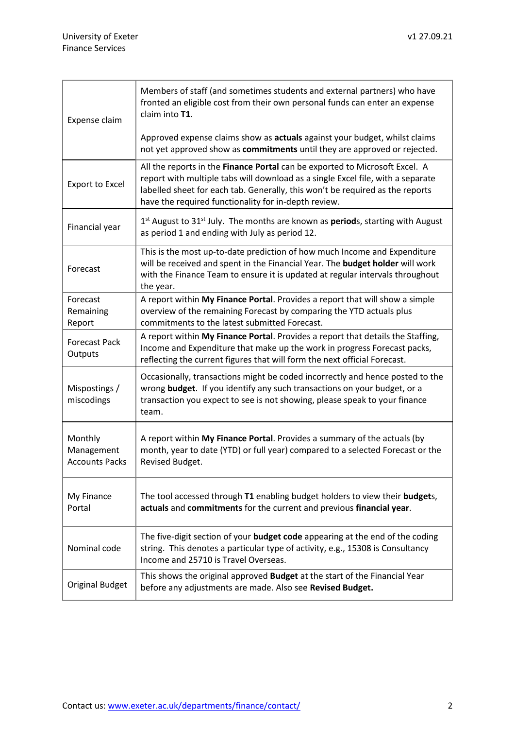| | |
|---|---|
| Expense claim | Members of staff (and sometimes students and external partners) who have fronted an eligible cost from their own personal funds can enter an expense claim into **T1**.<br><br>Approved expense claims show as **actuals** against your budget, whilst claims not yet approved show as **commitments** until they are approved or rejected. |
| Export to Excel | All the reports in the **Finance Portal** can be exported to Microsoft Excel. A report with multiple tabs will download as a single Excel file, with a separate labelled sheet for each tab. Generally, this won't be required as the reports have the required functionality for in-depth review. |
| Financial year | 1st August to 31st July. The months are known as **period**s, starting with August as period 1 and ending with July as period 12. |
| Forecast | This is the most up-to-date prediction of how much Income and Expenditure will be received and spent in the Financial Year. The **budget holder** will work with the Finance Team to ensure it is updated at regular intervals throughout the year. |
| Forecast Remaining Report | A report within **My Finance Portal**. Provides a report that will show a simple overview of the remaining Forecast by comparing the YTD actuals plus commitments to the latest submitted Forecast. |
| Forecast Pack Outputs | A report within **My Finance Portal**. Provides a report that details the Staffing, Income and Expenditure that make up the work in progress Forecast packs, reflecting the current figures that will form the next official Forecast. |
| Mispostings / miscodings | Occasionally, transactions might be coded incorrectly and hence posted to the wrong **budget**. If you identify any such transactions on your budget, or a transaction you expect to see is not showing, please speak to your finance team. |
| Monthly Management Accounts Packs | A report within **My Finance Portal**. Provides a summary of the actuals (by month, year to date (YTD) or full year) compared to a selected Forecast or the Revised Budget. |
| My Finance Portal | The tool accessed through **T1** enabling budget holders to view their **budget**s, **actuals** and **commitments** for the current and previous **financial year**. |
| Nominal code | The five-digit section of your **budget code** appearing at the end of the coding string. This denotes a particular type of activity, e.g., 15308 is Consultancy Income and 25710 is Travel Overseas. |
| Original Budget | This shows the original approved **Budget** at the start of the Financial Year before any adjustments are made. Also see **Revised Budget.** |

Contact us: www.exeter.ac.uk/departments/finance/contact/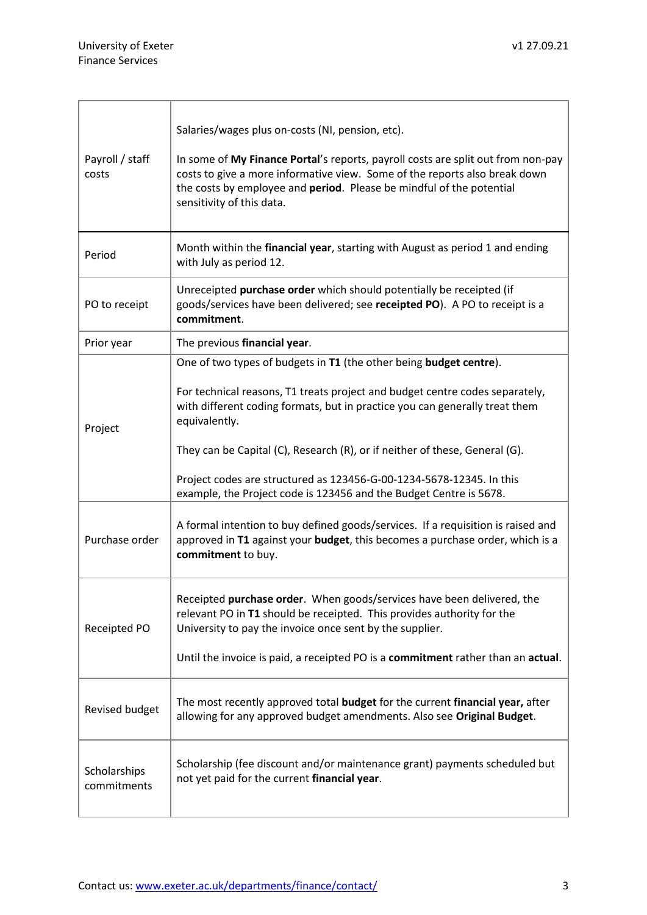| | |
|---|---|
| Payroll / staff costs | Salaries/wages plus on-costs (NI, pension, etc).<br><br>In some of **My Finance Portal**'s reports, payroll costs are split out from non-pay costs to give a more informative view. Some of the reports also break down the costs by employee and **period**. Please be mindful of the potential sensitivity of this data. |
| Period | Month within the **financial year**, starting with August as period 1 and ending with July as period 12. |
| PO to receipt | Unreceipted **purchase order** which should potentially be receipted (if goods/services have been delivered; see **receipted PO**). A PO to receipt is a **commitment**. |
| Prior year | The previous **financial year**. |
| Project | One of two types of budgets in **T1** (the other being **budget centre**).<br><br>For technical reasons, T1 treats project and budget centre codes separately, with different coding formats, but in practice you can generally treat them equivalently.<br><br>They can be Capital (C), Research (R), or if neither of these, General (G).<br><br>Project codes are structured as 123456-G-00-1234-5678-12345. In this example, the Project code is 123456 and the Budget Centre is 5678. |
| Purchase order | A formal intention to buy defined goods/services. If a requisition is raised and approved in **T1** against your **budget**, this becomes a purchase order, which is a **commitment** to buy. |
| Receipted PO | Receipted **purchase order**. When goods/services have been delivered, the relevant PO in **T1** should be receipted. This provides authority for the University to pay the invoice once sent by the supplier.<br><br>Until the invoice is paid, a receipted PO is a **commitment** rather than an **actual**. |
| Revised budget | The most recently approved total **budget** for the current **financial year,** after allowing for any approved budget amendments. Also see **Original Budget**. |
| Scholarships commitments | Scholarship (fee discount and/or maintenance grant) payments scheduled but not yet paid for the current **financial year**. |

Contact us: [www.exeter.ac.uk/departments/finance/contact/](www.exeter.ac.uk/departments/finance/contact/)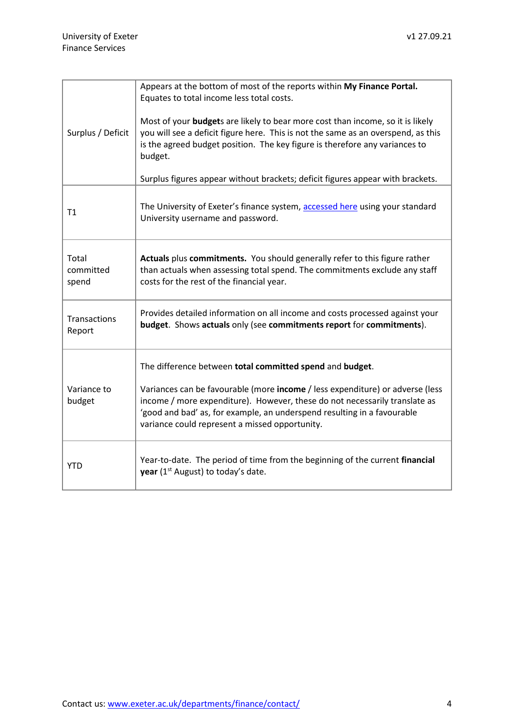| | |
|---|---|
| Surplus / Deficit | Appears at the bottom of most of the reports within **My Finance Portal.** Equates to total income less total costs.<br><br>Most of your **budget**s are likely to bear more cost than income, so it is likely you will see a deficit figure here. This is not the same as an overspend, as this is the agreed budget position. The key figure is therefore any variances to budget.<br><br>Surplus figures appear without brackets; deficit figures appear with brackets. |
| T1 | The University of Exeter's finance system, accessed here using your standard University username and password. |
| Total committed spend | **Actuals** plus **commitments.** You should generally refer to this figure rather than actuals when assessing total spend. The commitments exclude any staff costs for the rest of the financial year. |
| Transactions Report | Provides detailed information on all income and costs processed against your **budget**. Shows **actuals** only (see **commitments report** for **commitments**). |
| Variance to budget | The difference between **total committed spend** and **budget**.<br><br>Variances can be favourable (more **income** / less expenditure) or adverse (less income / more expenditure). However, these do not necessarily translate as 'good and bad' as, for example, an underspend resulting in a favourable variance could represent a missed opportunity. |
| YTD | Year-to-date. The period of time from the beginning of the current **financial year** (1st August) to today's date. |